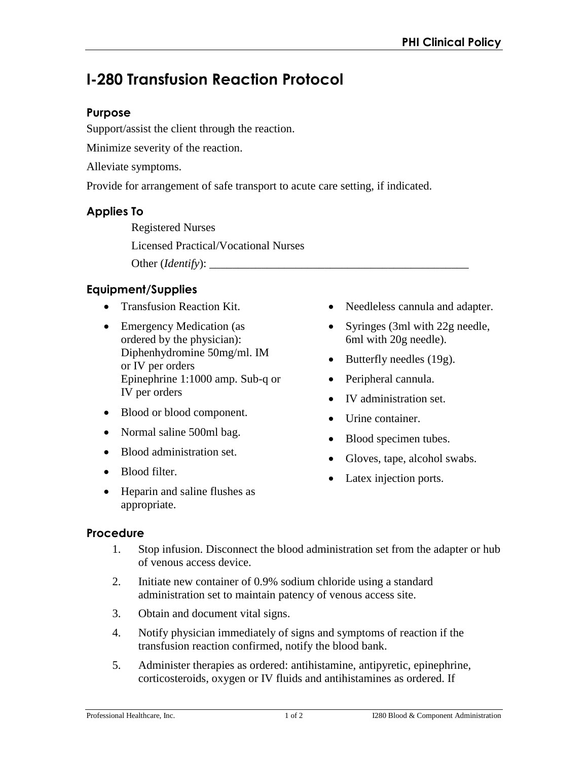# I-280 Transfusion Reaction Protocol

## Purpose

Support/assist the client through the reaction.

Minimize severity of the reaction.

Alleviate symptoms.

Provide for arrangement of safe transport to acute care setting, if indicated.

## Applies To

Registered Nurses

Licensed Practical/Vocational Nurses

Other (*Identify*): ______________________________________________

## Equipment/Supplies

- Transfusion Reaction Kit.
- Emergency Medication (as ordered by the physician): Diphenhydromine 50mg/ml. IM or IV per orders Epinephrine 1:1000 amp. Sub-q or IV per orders
- Blood or blood component.
- Normal saline 500ml bag.
- Blood administration set.
- Blood filter.
- Heparin and saline flushes as appropriate.
- Needleless cannula and adapter.
- Syringes (3ml with 22g needle, 6ml with 20g needle).
- Butterfly needles (19g).
- Peripheral cannula.
- IV administration set.
- Urine container.
- Blood specimen tubes.
- Gloves, tape, alcohol swabs.
- Latex injection ports.

## Procedure

1. Stop infusion. Disconnect the blood administration set from the adapter or hub of venous access device.
2. Initiate new container of 0.9% sodium chloride using a standard administration set to maintain patency of venous access site.
3. Obtain and document vital signs.
4. Notify physician immediately of signs and symptoms of reaction if the transfusion reaction confirmed, notify the blood bank.
5. Administer therapies as ordered: antihistamine, antipyretic, epinephrine, corticosteroids, oxygen or IV fluids and antihistamines as ordered. If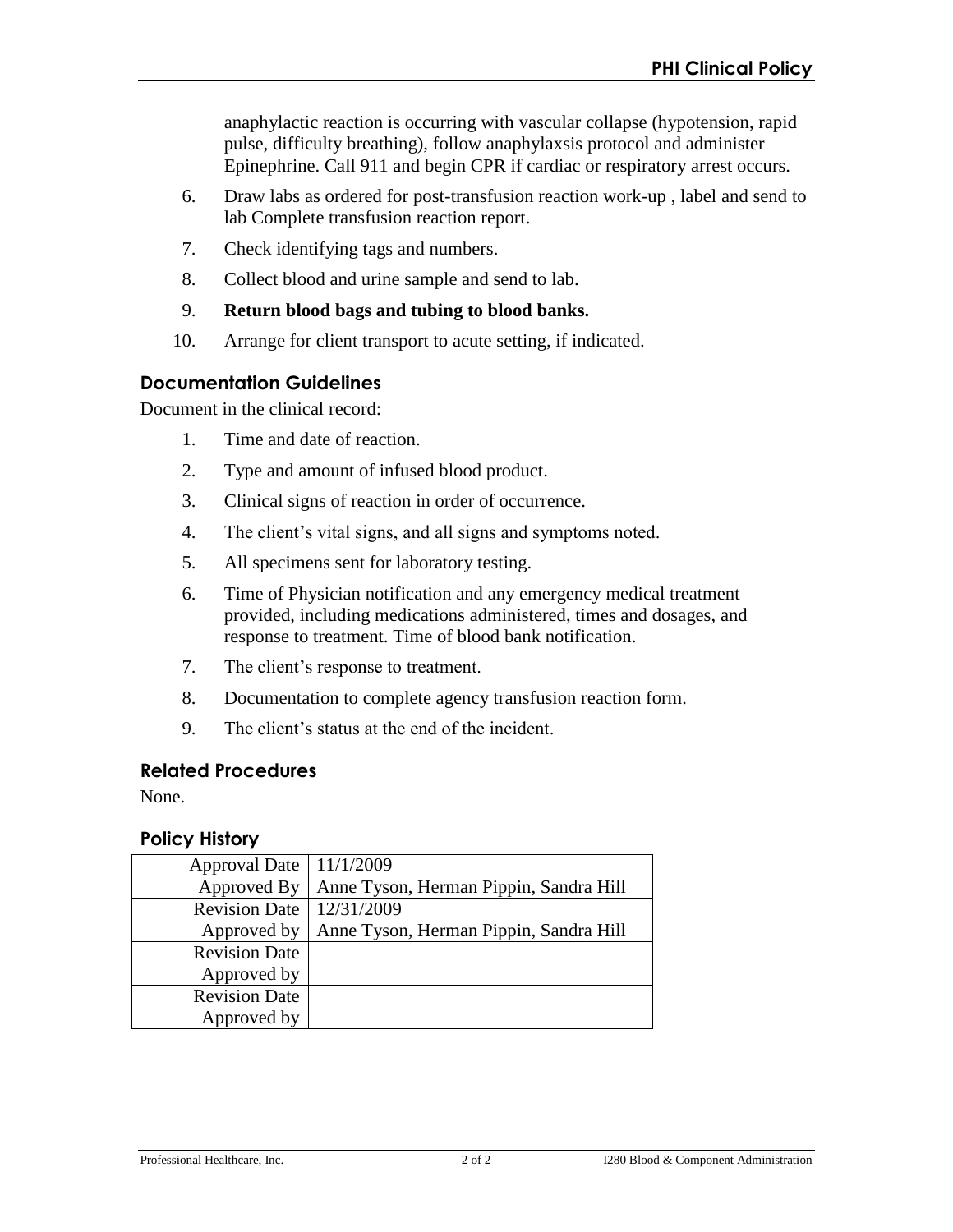anaphylactic reaction is occurring with vascular collapse (hypotension, rapid pulse, difficulty breathing), follow anaphylaxsis protocol and administer Epinephrine. Call 911 and begin CPR if cardiac or respiratory arrest occurs.

6. Draw labs as ordered for post-transfusion reaction work-up , label and send to lab Complete transfusion reaction report.
7. Check identifying tags and numbers.
8. Collect blood and urine sample and send to lab.
9. **Return blood bags and tubing to blood banks.**
10. Arrange for client transport to acute setting, if indicated.

## Documentation Guidelines

Document in the clinical record:

1. Time and date of reaction.
2. Type and amount of infused blood product.
3. Clinical signs of reaction in order of occurrence.
4. The client's vital signs, and all signs and symptoms noted.
5. All specimens sent for laboratory testing.
6. Time of Physician notification and any emergency medical treatment provided, including medications administered, times and dosages, and response to treatment. Time of blood bank notification.
7. The client's response to treatment.
8. Documentation to complete agency transfusion reaction form.
9. The client's status at the end of the incident.

## Related Procedures

None.

## Policy History

| | |
|---|---|
| Approval Date | 11/1/2009 |
| Approved By | Anne Tyson, Herman Pippin, Sandra Hill |
| Revision Date | 12/31/2009 |
| Approved by | Anne Tyson, Herman Pippin, Sandra Hill |
| Revision Date | |
| Approved by | |
| Revision Date | |
| Approved by | |